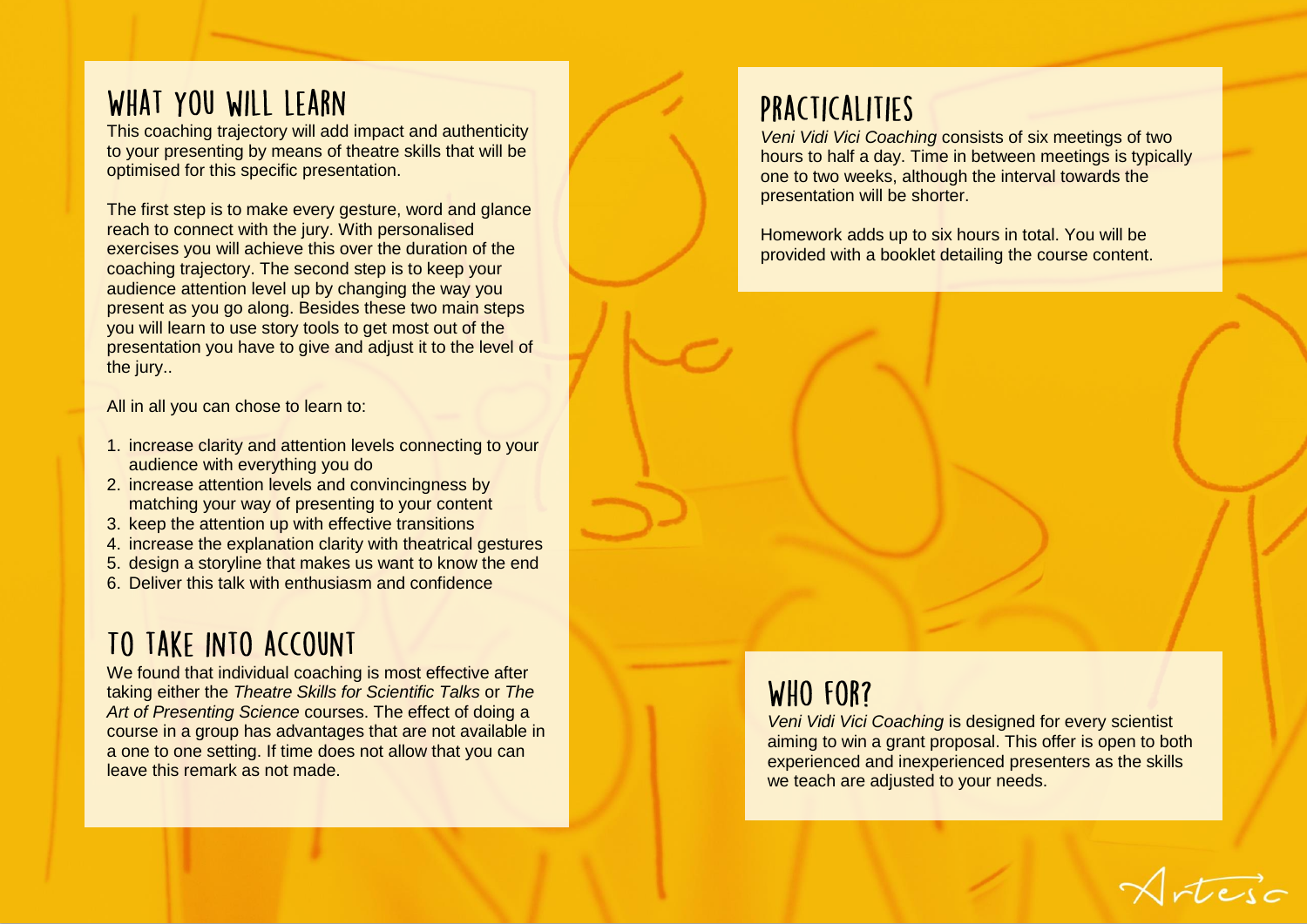## WHAT YOU WILL LEARN

This coaching trajectory will add impact and authenticity to your presenting by means of theatre skills that will be optimised for this specific presentation.

The first step is to make every gesture, word and glance reach to connect with the jury. With personalised exercises you will achieve this over the duration of the coaching trajectory. The second step is to keep your audience attention level up by changing the way you present as you go along. Besides these two main steps you will learn to use story tools to get most out of the presentation you have to give and adjust it to the level of the jury..

All in all you can chose to learn to:

1. increase clarity and attention levels connecting to your audience with everything you do
2. increase attention levels and convincingness by matching your way of presenting to your content
3. keep the attention up with effective transitions
4. increase the explanation clarity with theatrical gestures
5. design a storyline that makes us want to know the end
6. Deliver this talk with enthusiasm and confidence

## TO TAKE INTO ACCOUNT

We found that individual coaching is most effective after taking either the *Theatre Skills for Scientific Talks* or *The Art of Presenting Science* courses. The effect of doing a course in a group has advantages that are not available in a one to one setting. If time does not allow that you can leave this remark as not made.

## PRACTICALITIES

*Veni Vidi Vici Coaching* consists of six meetings of two hours to half a day. Time in between meetings is typically one to two weeks, although the interval towards the presentation will be shorter.

Homework adds up to six hours in total. You will be provided with a booklet detailing the course content.

## WHO FOR?

*Veni Vidi Vici Coaching* is designed for every scientist aiming to win a grant proposal. This offer is open to both experienced and inexperienced presenters as the skills we teach are adjusted to your needs.

Artesc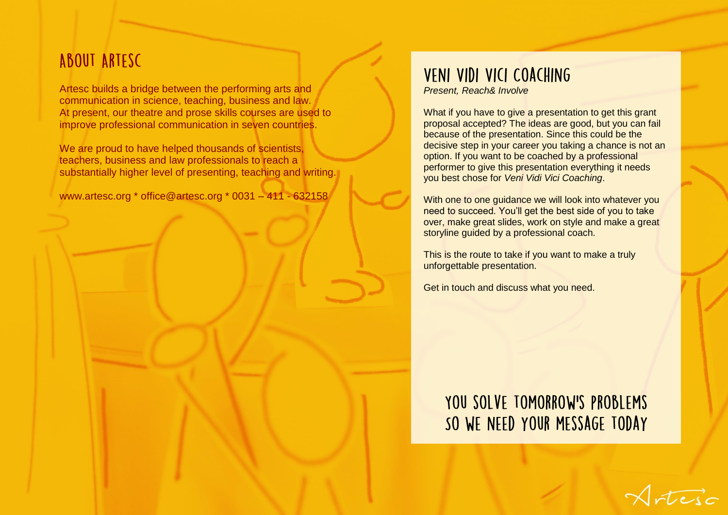## ABOUT ARTESC

Artesc builds a bridge between the performing arts and communication in science, teaching, business and law. At present, our theatre and prose skills courses are used to improve professional communication in seven countries.

We are proud to have helped thousands of scientists, teachers, business and law professionals to reach a substantially higher level of presenting, teaching and writing.

www.artesc.org * office@artesc.org * 0031 – 411 - 632158

## VENI VIDI VICI COACHING

*Present, Reach& Involve*

What if you have to give a presentation to get this grant proposal accepted? The ideas are good, but you can fail because of the presentation. Since this could be the decisive step in your career you taking a chance is not an option. If you want to be coached by a professional performer to give this presentation everything it needs you best chose for *Veni Vidi Vici Coaching*.

With one to one guidance we will look into whatever you need to succeed. You'll get the best side of you to take over, make great slides, work on style and make a great storyline guided by a professional coach.

This is the route to take if you want to make a truly unforgettable presentation.

Get in touch and discuss what you need.

**YOU SOLVE TOMORROW'S PROBLEMS SO WE NEED YOUR MESSAGE TODAY**

Artesc